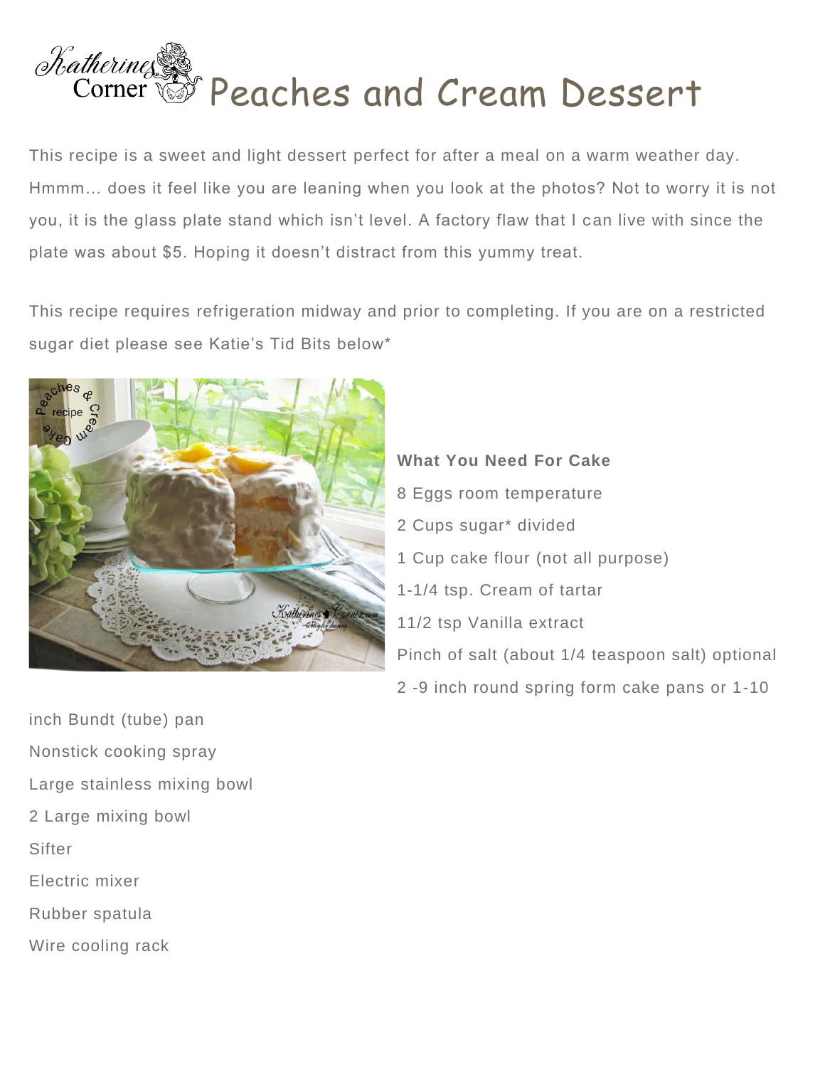# Katherines Corner Peaches and Cream Dessert

This recipe is a sweet and light dessert perfect for after a meal on a warm weather day. Hmmm… does it feel like you are leaning when you look at the photos? Not to worry it is not you, it is the glass plate stand which isn't level. A factory flaw that I can live with since the plate was about $5. Hoping it doesn't distract from this yummy treat.

This recipe requires refrigeration midway and prior to completing. If you are on a restricted sugar diet please see Katie's Tid Bits below*

**What You Need For Cake**

8 Eggs room temperature

2 Cups sugar* divided

1 Cup cake flour (not all purpose)

1-1/4 tsp. Cream of tartar

11/2 tsp Vanilla extract

Pinch of salt (about 1/4 teaspoon salt) optional

2 -9 inch round spring form cake pans or 1-10 inch Bundt (tube) pan

Nonstick cooking spray

Large stainless mixing bowl

2 Large mixing bowl

Sifter

Electric mixer

Rubber spatula

Wire cooling rack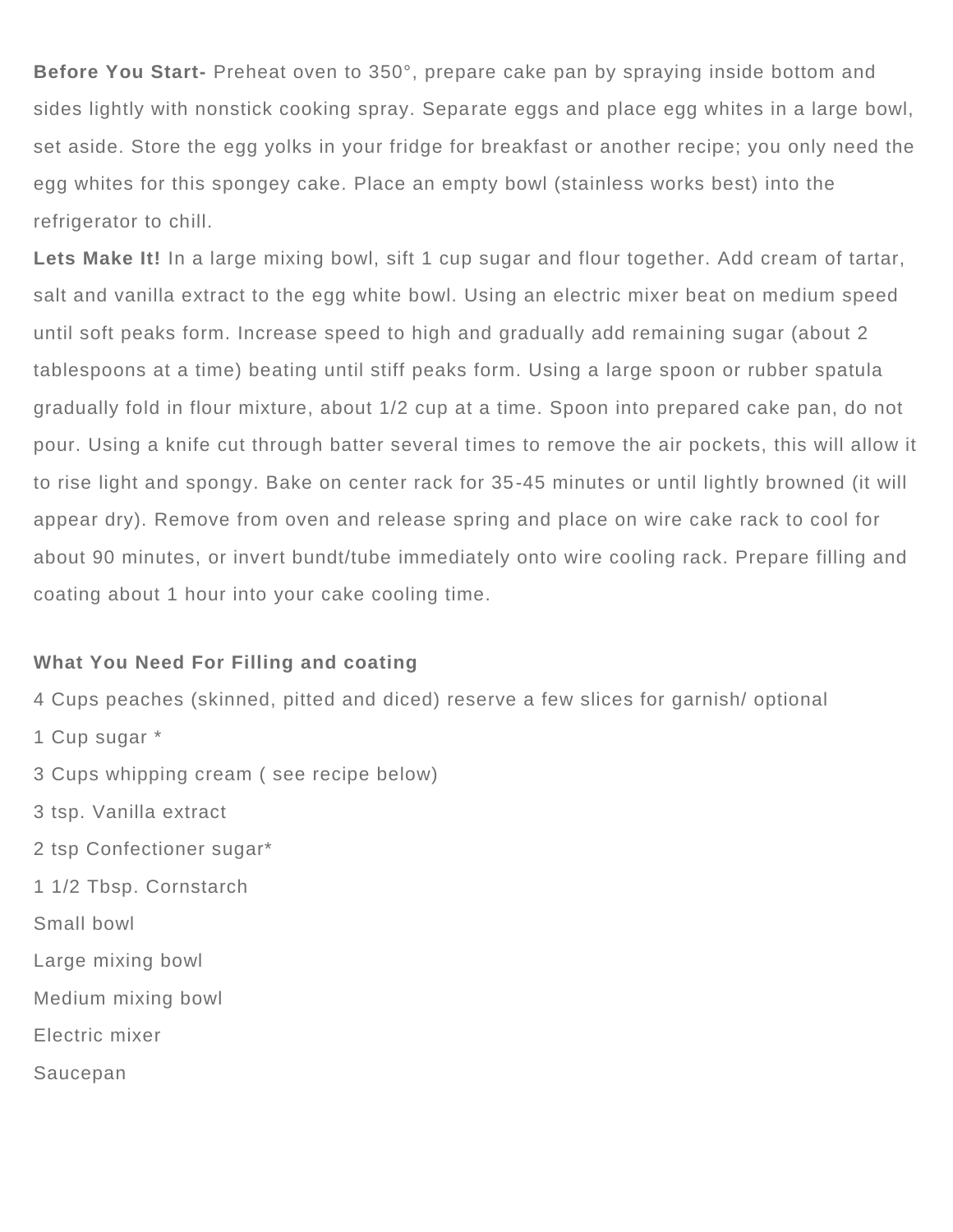**Before You Start-** Preheat oven to 350°, prepare cake pan by spraying inside bottom and sides lightly with nonstick cooking spray. Separate eggs and place egg whites in a large bowl, set aside. Store the egg yolks in your fridge for breakfast or another recipe; you only need the egg whites for this spongey cake. Place an empty bowl (stainless works best) into the refrigerator to chill.

**Lets Make It!** In a large mixing bowl, sift 1 cup sugar and flour together. Add cream of tartar, salt and vanilla extract to the egg white bowl. Using an electric mixer beat on medium speed until soft peaks form. Increase speed to high and gradually add remaining sugar (about 2 tablespoons at a time) beating until stiff peaks form. Using a large spoon or rubber spatula gradually fold in flour mixture, about 1/2 cup at a time. Spoon into prepared cake pan, do not pour. Using a knife cut through batter several times to remove the air pockets, this will allow it to rise light and spongy. Bake on center rack for 35-45 minutes or until lightly browned (it will appear dry). Remove from oven and release spring and place on wire cake rack to cool for about 90 minutes, or invert bundt/tube immediately onto wire cooling rack. Prepare filling and coating about 1 hour into your cake cooling time.

**What You Need For Filling and coating**

4 Cups peaches (skinned, pitted and diced) reserve a few slices for garnish/ optional

1 Cup sugar *

3 Cups whipping cream ( see recipe below)

3 tsp. Vanilla extract

2 tsp Confectioner sugar*

1 1/2 Tbsp. Cornstarch

Small bowl

Large mixing bowl

Medium mixing bowl

Electric mixer

Saucepan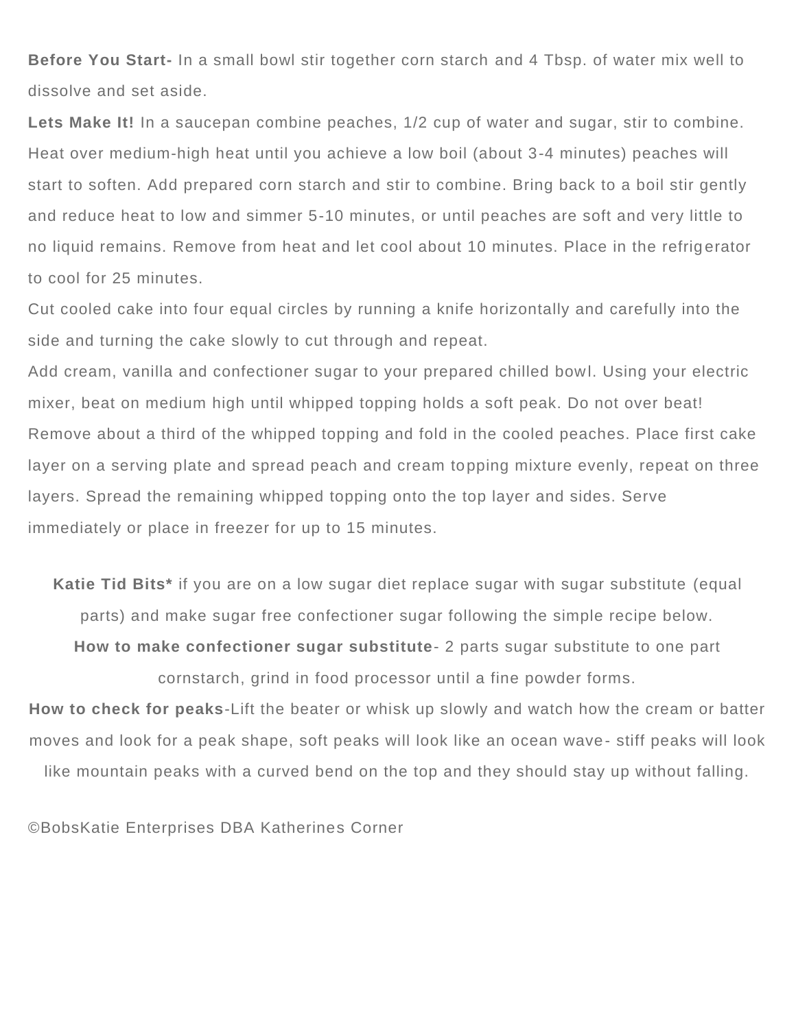**Before You Start-** In a small bowl stir together corn starch and 4 Tbsp. of water mix well to dissolve and set aside.

**Lets Make It!** In a saucepan combine peaches, 1/2 cup of water and sugar, stir to combine. Heat over medium-high heat until you achieve a low boil (about 3-4 minutes) peaches will start to soften. Add prepared corn starch and stir to combine. Bring back to a boil stir gently and reduce heat to low and simmer 5-10 minutes, or until peaches are soft and very little to no liquid remains. Remove from heat and let cool about 10 minutes. Place in the refrigerator to cool for 25 minutes.

Cut cooled cake into four equal circles by running a knife horizontally and carefully into the side and turning the cake slowly to cut through and repeat.

Add cream, vanilla and confectioner sugar to your prepared chilled bowl. Using your electric mixer, beat on medium high until whipped topping holds a soft peak. Do not over beat!

Remove about a third of the whipped topping and fold in the cooled peaches. Place first cake layer on a serving plate and spread peach and cream topping mixture evenly, repeat on three layers. Spread the remaining whipped topping onto the top layer and sides. Serve immediately or place in freezer for up to 15 minutes.

**Katie Tid Bits*** if you are on a low sugar diet replace sugar with sugar substitute (equal parts) and make sugar free confectioner sugar following the simple recipe below.

**How to make confectioner sugar substitute**- 2 parts sugar substitute to one part cornstarch, grind in food processor until a fine powder forms.

**How to check for peaks**-Lift the beater or whisk up slowly and watch how the cream or batter moves and look for a peak shape, soft peaks will look like an ocean wave- stiff peaks will look like mountain peaks with a curved bend on the top and they should stay up without falling.

©BobsKatie Enterprises DBA Katherines Corner